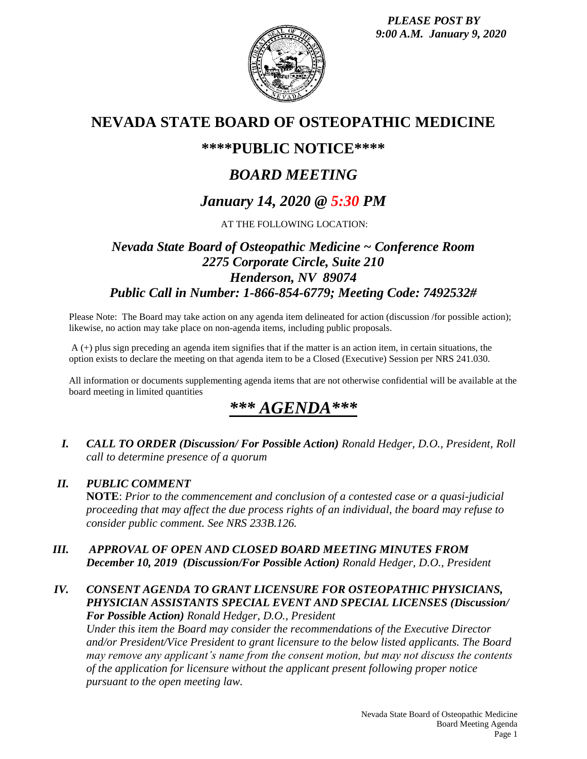*PLEASE POST BY*
*9:00 A.M. January 9, 2020*

# NEVADA STATE BOARD OF OSTEOPATHIC MEDICINE

## \*\*\*\*PUBLIC NOTICE\*\*\*\*

## *BOARD MEETING*

## *January 14, 2020 @ 5:30 PM*

AT THE FOLLOWING LOCATION:

### *Nevada State Board of Osteopathic Medicine ~ Conference Room*
### *2275 Corporate Circle, Suite 210*
### *Henderson, NV 89074*
### *Public Call in Number: 1-866-854-6779; Meeting Code: 7492532#*

Please Note: The Board may take action on any agenda item delineated for action (discussion /for possible action); likewise, no action may take place on non-agenda items, including public proposals.

A (+) plus sign preceding an agenda item signifies that if the matter is an action item, in certain situations, the option exists to declare the meeting on that agenda item to be a Closed (Executive) Session per NRS 241.030.

All information or documents supplementing agenda items that are not otherwise confidential will be available at the board meeting in limited quantities

## ***\*\*\* AGENDA\*\*\****

**I.** ***CALL TO ORDER (Discussion/ For Possible Action)*** *Ronald Hedger, D.O., President, Roll call to determine presence of a quorum*

**II.** ***PUBLIC COMMENT***
**NOTE**: *Prior to the commencement and conclusion of a contested case or a quasi-judicial proceeding that may affect the due process rights of an individual, the board may refuse to consider public comment. See NRS 233B.126.*

**III.** ***APPROVAL OF OPEN AND CLOSED BOARD MEETING MINUTES FROM December 10, 2019 (Discussion/For Possible Action)*** *Ronald Hedger, D.O., President*

**IV.** ***CONSENT AGENDA TO GRANT LICENSURE FOR OSTEOPATHIC PHYSICIANS, PHYSICIAN ASSISTANTS SPECIAL EVENT AND SPECIAL LICENSES (Discussion/ For Possible Action)*** *Ronald Hedger, D.O., President*
*Under this item the Board may consider the recommendations of the Executive Director and/or President/Vice President to grant licensure to the below listed applicants. The Board may remove any applicant's name from the consent motion, but may not discuss the contents of the application for licensure without the applicant present following proper notice pursuant to the open meeting law.*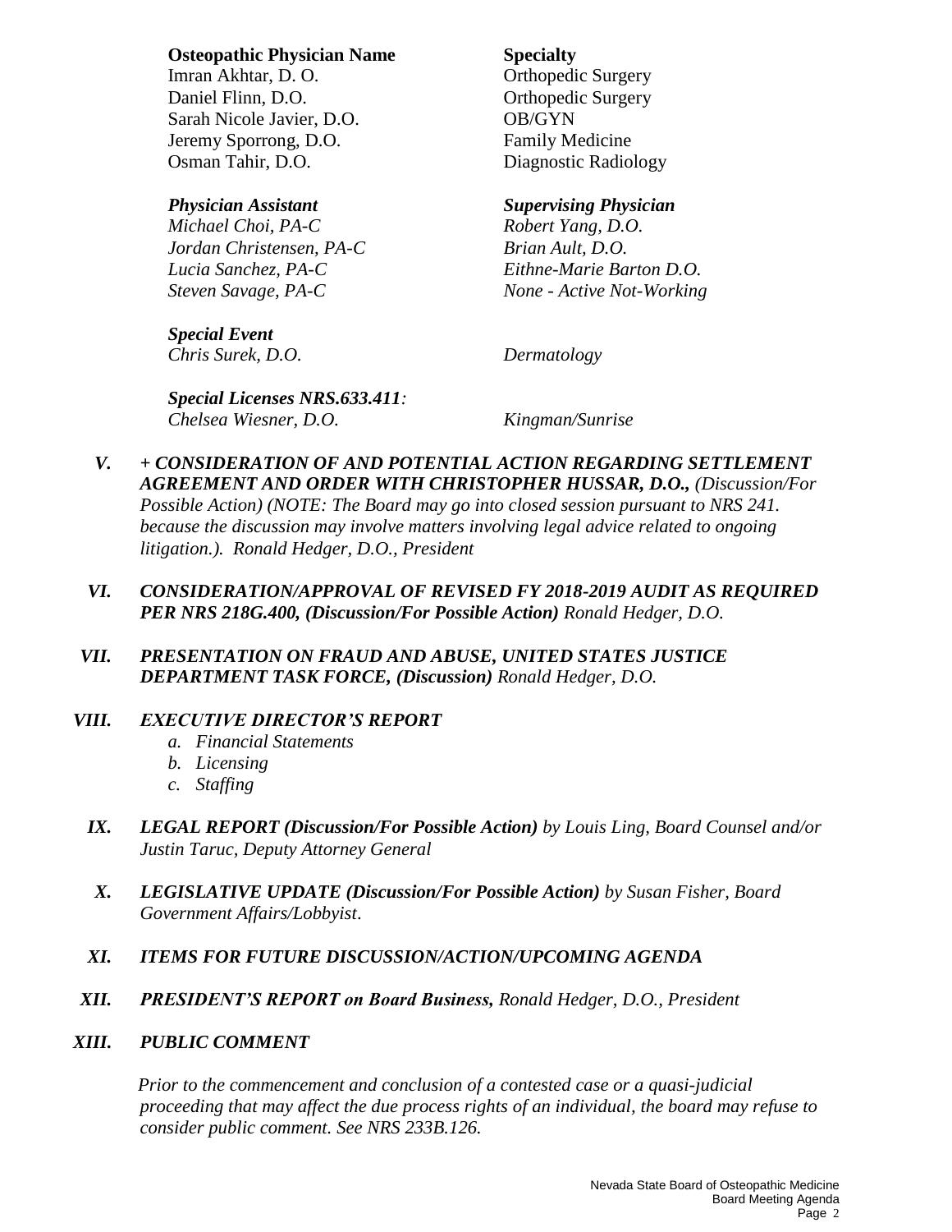| **Osteopathic Physician Name** | **Specialty** |
|---|---|
| Imran Akhtar, D. O. | Orthopedic Surgery |
| Daniel Flinn, D.O. | Orthopedic Surgery |
| Sarah Nicole Javier, D.O. | OB/GYN |
| Jeremy Sporrong, D.O. | Family Medicine |
| Osman Tahir, D.O. | Diagnostic Radiology |

| ***Physician Assistant*** | ***Supervising Physician*** |
|---|---|
| *Michael Choi, PA-C* | *Robert Yang, D.O.* |
| *Jordan Christensen, PA-C* | *Brian Ault, D.O.* |
| *Lucia Sanchez, PA-C* | *Eithne-Marie Barton D.O.* |
| *Steven Savage, PA-C* | *None - Active Not-Working* |

***Special Event***
*Chris Surek, D.O.* *Dermatology*

***Special Licenses NRS.633.411:***
*Chelsea Wiesner, D.O.* *Kingman/Sunrise*

***V. + CONSIDERATION OF AND POTENTIAL ACTION REGARDING SETTLEMENT AGREEMENT AND ORDER WITH CHRISTOPHER HUSSAR, D.O.,*** *(Discussion/For Possible Action) (NOTE: The Board may go into closed session pursuant to NRS 241. because the discussion may involve matters involving legal advice related to ongoing litigation.). Ronald Hedger, D.O., President*

***VI. CONSIDERATION/APPROVAL OF REVISED FY 2018-2019 AUDIT AS REQUIRED PER NRS 218G.400, (Discussion/For Possible Action)*** *Ronald Hedger, D.O.*

***VII. PRESENTATION ON FRAUD AND ABUSE, UNITED STATES JUSTICE DEPARTMENT TASK FORCE, (Discussion)*** *Ronald Hedger, D.O.*

***VIII. EXECUTIVE DIRECTOR'S REPORT***

*a. Financial Statements*
*b. Licensing*
*c. Staffing*

***IX. LEGAL REPORT (Discussion/For Possible Action)*** *by Louis Ling, Board Counsel and/or Justin Taruc, Deputy Attorney General*

***X. LEGISLATIVE UPDATE (Discussion/For Possible Action)*** *by Susan Fisher, Board Government Affairs/Lobbyist.*

***XI. ITEMS FOR FUTURE DISCUSSION/ACTION/UPCOMING AGENDA***

***XII. PRESIDENT'S REPORT on Board Business,*** *Ronald Hedger, D.O., President*

***XIII. PUBLIC COMMENT***

*Prior to the commencement and conclusion of a contested case or a quasi-judicial proceeding that may affect the due process rights of an individual, the board may refuse to consider public comment. See NRS 233B.126.*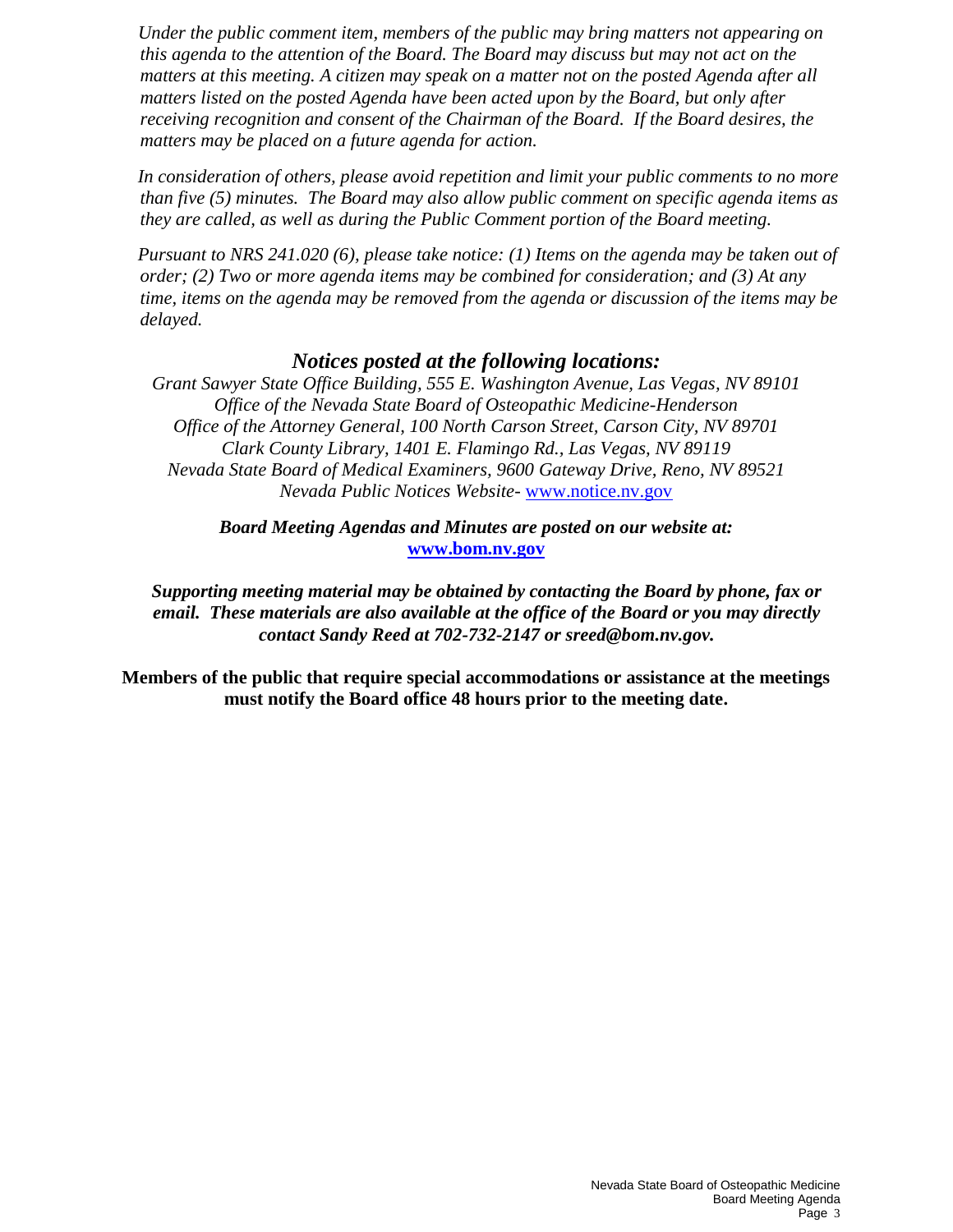*Under the public comment item, members of the public may bring matters not appearing on this agenda to the attention of the Board. The Board may discuss but may not act on the matters at this meeting. A citizen may speak on a matter not on the posted Agenda after all matters listed on the posted Agenda have been acted upon by the Board, but only after receiving recognition and consent of the Chairman of the Board. If the Board desires, the matters may be placed on a future agenda for action.*

*In consideration of others, please avoid repetition and limit your public comments to no more than five (5) minutes. The Board may also allow public comment on specific agenda items as they are called, as well as during the Public Comment portion of the Board meeting.*

*Pursuant to NRS 241.020 (6), please take notice: (1) Items on the agenda may be taken out of order; (2) Two or more agenda items may be combined for consideration; and (3) At any time, items on the agenda may be removed from the agenda or discussion of the items may be delayed.*

## *Notices posted at the following locations:*

*Grant Sawyer State Office Building, 555 E. Washington Avenue, Las Vegas, NV 89101*
*Office of the Nevada State Board of Osteopathic Medicine-Henderson*
*Office of the Attorney General, 100 North Carson Street, Carson City, NV 89701*
*Clark County Library, 1401 E. Flamingo Rd., Las Vegas, NV 89119*
*Nevada State Board of Medical Examiners, 9600 Gateway Drive, Reno, NV 89521*
*Nevada Public Notices Website-* www.notice.nv.gov

***Board Meeting Agendas and Minutes are posted on our website at:***
**www.bom.nv.gov**

***Supporting meeting material may be obtained by contacting the Board by phone, fax or email. These materials are also available at the office of the Board or you may directly contact Sandy Reed at 702-732-2147 or sreed@bom.nv.gov.***

**Members of the public that require special accommodations or assistance at the meetings must notify the Board office 48 hours prior to the meeting date.**